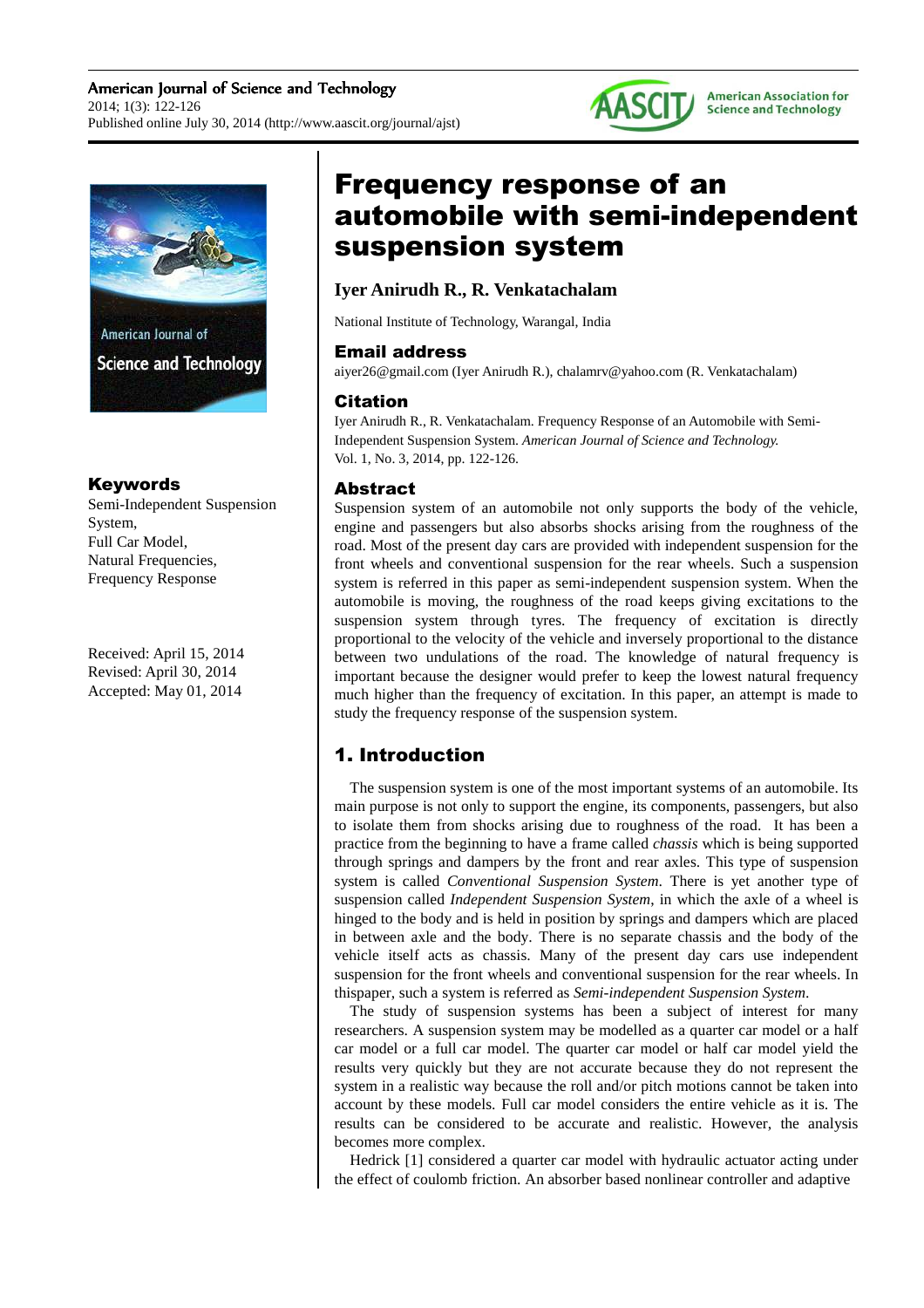# Frequency response of an automobile with semi-independent suspension system

**Iyer Anirudh R., R. Venkatachalam**

National Institute of Technology, Warangal, India

## Email address

aiyer26@gmail.com (Iyer Anirudh R.), chalamrv@yahoo.com (R. Venkatachalam)

## Citation

Iyer Anirudh R., R. Venkatachalam. Frequency Response of an Automobile with Semi-Independent Suspension System. *American Journal of Science and Technology.* Vol. 1, No. 3, 2014, pp. 122-126.

## Keywords

Semi-Independent Suspension System,
Full Car Model,
Natural Frequencies,
Frequency Response

Received: April 15, 2014
Revised: April 30, 2014
Accepted: May 01, 2014

## Abstract

Suspension system of an automobile not only supports the body of the vehicle, engine and passengers but also absorbs shocks arising from the roughness of the road. Most of the present day cars are provided with independent suspension for the front wheels and conventional suspension for the rear wheels. Such a suspension system is referred in this paper as semi-independent suspension system. When the automobile is moving, the roughness of the road keeps giving excitations to the suspension system through tyres. The frequency of excitation is directly proportional to the velocity of the vehicle and inversely proportional to the distance between two undulations of the road. The knowledge of natural frequency is important because the designer would prefer to keep the lowest natural frequency much higher than the frequency of excitation. In this paper, an attempt is made to study the frequency response of the suspension system.

## 1. Introduction

The suspension system is one of the most important systems of an automobile. Its main purpose is not only to support the engine, its components, passengers, but also to isolate them from shocks arising due to roughness of the road. It has been a practice from the beginning to have a frame called *chassis* which is being supported through springs and dampers by the front and rear axles. This type of suspension system is called *Conventional Suspension System*. There is yet another type of suspension called *Independent Suspension System*, in which the axle of a wheel is hinged to the body and is held in position by springs and dampers which are placed in between axle and the body. There is no separate chassis and the body of the vehicle itself acts as chassis. Many of the present day cars use independent suspension for the front wheels and conventional suspension for the rear wheels. In thispaper, such a system is referred as *Semi-independent Suspension System*.

The study of suspension systems has been a subject of interest for many researchers. A suspension system may be modelled as a quarter car model or a half car model or a full car model. The quarter car model or half car model yield the results very quickly but they are not accurate because they do not represent the system in a realistic way because the roll and/or pitch motions cannot be taken into account by these models. Full car model considers the entire vehicle as it is. The results can be considered to be accurate and realistic. However, the analysis becomes more complex.

Hedrick [1] considered a quarter car model with hydraulic actuator acting under the effect of coulomb friction. An absorber based nonlinear controller and adaptive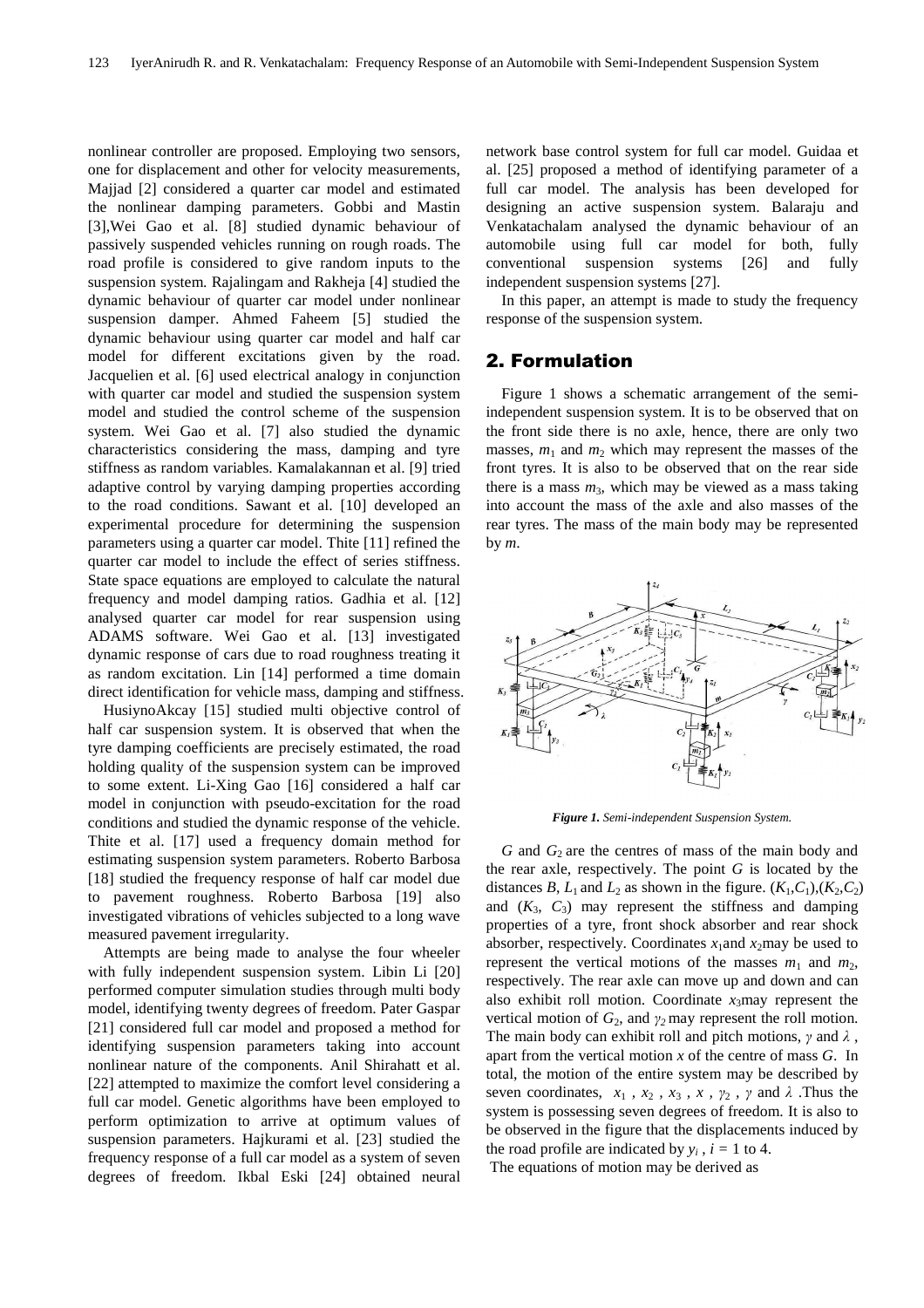nonlinear controller are proposed. Employing two sensors, one for displacement and other for velocity measurements, Majjad [2] considered a quarter car model and estimated the nonlinear damping parameters. Gobbi and Mastin [3],Wei Gao et al. [8] studied dynamic behaviour of passively suspended vehicles running on rough roads. The road profile is considered to give random inputs to the suspension system. Rajalingam and Rakheja [4] studied the dynamic behaviour of quarter car model under nonlinear suspension damper. Ahmed Faheem [5] studied the dynamic behaviour using quarter car model and half car model for different excitations given by the road. Jacquelien et al. [6] used electrical analogy in conjunction with quarter car model and studied the suspension system model and studied the control scheme of the suspension system. Wei Gao et al. [7] also studied the dynamic characteristics considering the mass, damping and tyre stiffness as random variables. Kamalakannan et al. [9] tried adaptive control by varying damping properties according to the road conditions. Sawant et al. [10] developed an experimental procedure for determining the suspension parameters using a quarter car model. Thite [11] refined the quarter car model to include the effect of series stiffness. State space equations are employed to calculate the natural frequency and model damping ratios. Gadhia et al. [12] analysed quarter car model for rear suspension using ADAMS software. Wei Gao et al. [13] investigated dynamic response of cars due to road roughness treating it as random excitation. Lin [14] performed a time domain direct identification for vehicle mass, damping and stiffness.

HusiynoAkcay [15] studied multi objective control of half car suspension system. It is observed that when the tyre damping coefficients are precisely estimated, the road holding quality of the suspension system can be improved to some extent. Li-Xing Gao [16] considered a half car model in conjunction with pseudo-excitation for the road conditions and studied the dynamic response of the vehicle. Thite et al. [17] used a frequency domain method for estimating suspension system parameters. Roberto Barbosa [18] studied the frequency response of half car model due to pavement roughness. Roberto Barbosa [19] also investigated vibrations of vehicles subjected to a long wave measured pavement irregularity.

Attempts are being made to analyse the four wheeler with fully independent suspension system. Libin Li [20] performed computer simulation studies through multi body model, identifying twenty degrees of freedom. Pater Gaspar [21] considered full car model and proposed a method for identifying suspension parameters taking into account nonlinear nature of the components. Anil Shirahatt et al. [22] attempted to maximize the comfort level considering a full car model. Genetic algorithms have been employed to perform optimization to arrive at optimum values of suspension parameters. Hajkurami et al. [23] studied the frequency response of a full car model as a system of seven degrees of freedom. Ikbal Eski [24] obtained neural network base control system for full car model. Guidaa et al. [25] proposed a method of identifying parameter of a full car model. The analysis has been developed for designing an active suspension system. Balaraju and Venkatachalam analysed the dynamic behaviour of an automobile using full car model for both, fully conventional suspension systems [26] and fully independent suspension systems [27].

In this paper, an attempt is made to study the frequency response of the suspension system.

## 2. Formulation

Figure 1 shows a schematic arrangement of the semi-independent suspension system. It is to be observed that on the front side there is no axle, hence, there are only two masses, $m_1$ and $m_2$ which may represent the masses of the front tyres. It is also to be observed that on the rear side there is a mass $m_3$, which may be viewed as a mass taking into account the mass of the axle and also masses of the rear tyres. The mass of the main body may be represented by $m$.

*Figure 1. Semi-independent Suspension System.*

$G$ and $G_2$ are the centres of mass of the main body and the rear axle, respectively. The point $G$ is located by the distances $B$, $L_1$ and $L_2$ as shown in the figure. $(K_1,C_1)$,$(K_2,C_2)$ and $(K_3, C_3)$ may represent the stiffness and damping properties of a tyre, front shock absorber and rear shock absorber, respectively. Coordinates $x_1$and $x_2$may be used to represent the vertical motions of the masses $m_1$ and $m_2$, respectively. The rear axle can move up and down and can also exhibit roll motion. Coordinate $x_3$may represent the vertical motion of $G_2$, and $\gamma_2$ may represent the roll motion. The main body can exhibit roll and pitch motions, $\gamma$ and $\lambda$ , apart from the vertical motion $x$ of the centre of mass $G$. In total, the motion of the entire system may be described by seven coordinates, $x_1$ , $x_2$ , $x_3$ , $x$ , $\gamma_2$ , $\gamma$ and $\lambda$ .Thus the system is possessing seven degrees of freedom. It is also to be observed in the figure that the displacements induced by the road profile are indicated by $y_i$ , $i$ = 1 to 4.

The equations of motion may be derived as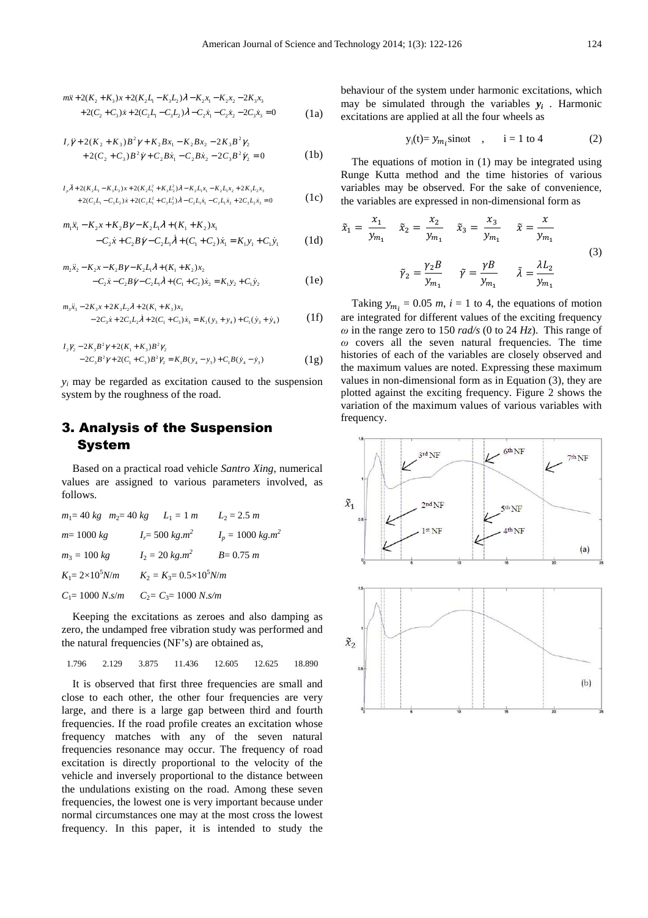$$m\ddot{x}+2(K_2+K_3)x+2(K_2L_1-K_3L_2)\lambda-K_2x_1-K_2x_2-2K_3x_3$$
$$+2(C_2+C_3)\dot{x}+2(C_2L_1-C_3L_2)\dot{\lambda}-C_2\dot{x}_1-C_2\dot{x}_2-2C_3\dot{x}_3=0 \tag{1a}$$

$$I_r\ddot{\gamma}+2(K_2+K_3)B^2\gamma+K_2Bx_1-K_2Bx_2-2K_3B^2\gamma_2$$
$$+2(C_2+C_3)B^2\dot{\gamma}+C_2B\dot{x}_1-C_2B\dot{x}_2-2C_3B^2\dot{\gamma}_2=0 \tag{1b}$$

$$I_p\ddot{\lambda}+2(K_2L_1-K_3L_2)x+2(K_2L_1^2+K_3L_2^2)\lambda-K_2L_1x_1-K_2L_1x_2+2K_3L_2x_3$$
$$+2(C_2L_1-C_3L_2)\dot{x}+2(C_2L_1^2+C_3L_2^2)\dot{\lambda}-C_2L_1\dot{x}_1-C_2L_1\dot{x}_2+2C_3L_2\dot{x}_3=0 \tag{1c}$$

$$m_1\ddot{x}_1-K_2x+K_2B\gamma-K_2L_1\lambda+(K_1+K_2)x_1$$
$$-C_2\dot{x}+C_2B\dot{\gamma}-C_2L_1\dot{\lambda}+(C_1+C_2)\dot{x}_1=K_1y_1+C_1\dot{y}_1 \tag{1d}$$

$$m_2\ddot{x}_2-K_2x-K_2B\gamma-K_2L_1\lambda+(K_1+K_2)x_2$$
$$-C_2\dot{x}-C_2B\dot{\gamma}-C_2L_1\dot{\lambda}+(C_1+C_2)\dot{x}_2=K_1y_2+C_1\dot{y}_2 \tag{1e}$$

$$m_3\ddot{x}_3-2K_3x+2K_3L_2\lambda+2(K_1+K_3)x_3$$
$$-2C_3\dot{x}+2C_3L_2\dot{\lambda}+2(C_1+C_3)\dot{x}_3=K_1(y_3+y_4)+C_1(\dot{y}_3+\dot{y}_4) \tag{1f}$$

$$I_2\ddot{\gamma}_2-2K_3B^2\gamma+2(K_1+K_3)B^2\gamma_2$$
$$-2C_3B^2\dot{\gamma}+2(C_1+C_3)B^2\dot{\gamma}_2=K_1B(y_4-y_3)+C_1B(\dot{y}_4-\dot{y}_3) \tag{1g}$$

$y_i$ may be regarded as excitation caused to the suspension system by the roughness of the road.

## 3. Analysis of the Suspension System

Based on a practical road vehicle *Santro Xing*, numerical values are assigned to various parameters involved, as follows.

$m_1 = 40\ kg$ $m_2 = 40\ kg$ $L_1 = 1\ m$ $L_2 = 2.5\ m$

$m = 1000\ kg$ $I_r = 500\ kg.m^2$ $I_p = 1000\ kg.m^2$

$m_3 = 100\ kg$ $I_2 = 20\ kg.m^2$ $B = 0.75\ m$

$K_1 = 2\times10^5 N/m$ $K_2 = K_3 = 0.5\times10^5 N/m$

$C_1 = 1000\ N.s/m$ $C_2 = C_3 = 1000\ N.s/m$

Keeping the excitations as zeroes and also damping as zero, the undamped free vibration study was performed and the natural frequencies (NF's) are obtained as,

1.796 2.129 3.875 11.436 12.605 12.625 18.890

It is observed that first three frequencies are small and close to each other, the other four frequencies are very large, and there is a large gap between third and fourth frequencies. If the road profile creates an excitation whose frequency matches with any of the seven natural frequencies resonance may occur. The frequency of road excitation is directly proportional to the velocity of the vehicle and inversely proportional to the distance between the undulations existing on the road. Among these seven frequencies, the lowest one is very important because under normal circumstances one may at the most cross the lowest frequency. In this paper, it is intended to study the behaviour of the system under harmonic excitations, which may be simulated through the variables $y_i$. Harmonic excitations are applied at all the four wheels as

$$y_i(t) = y_{m_i}\sin\omega t \quad , \quad i = 1 \text{ to } 4 \tag{2}$$

The equations of motion in (1) may be integrated using Runge Kutta method and the time histories of various variables may be observed. For the sake of convenience, the variables are expressed in non-dimensional form as

$$\tilde{x}_1=\frac{x_1}{y_{m_1}} \quad \tilde{x}_2=\frac{x_2}{y_{m_1}} \quad \tilde{x}_3=\frac{x_3}{y_{m_1}} \quad \tilde{x}=\frac{x}{y_{m_1}}$$
$$\tilde{\gamma}_2=\frac{\gamma_2 B}{y_{m_1}} \quad \tilde{\gamma}=\frac{\gamma B}{y_{m_1}} \quad \tilde{\lambda}=\frac{\lambda L_2}{y_{m_1}} \tag{3}$$

Taking $y_{m_i} = 0.05\ m$, $i = 1$ to 4, the equations of motion are integrated for different values of the exciting frequency $\omega$ in the range zero to 150 *rad/s* (0 to 24 *Hz*). This range of $\omega$ covers all the seven natural frequencies. The time histories of each of the variables are closely observed and the maximum values are noted. Expressing these maximum values in non-dimensional form as in Equation (3), they are plotted against the exciting frequency. Figure 2 shows the variation of the maximum values of various variables with frequency.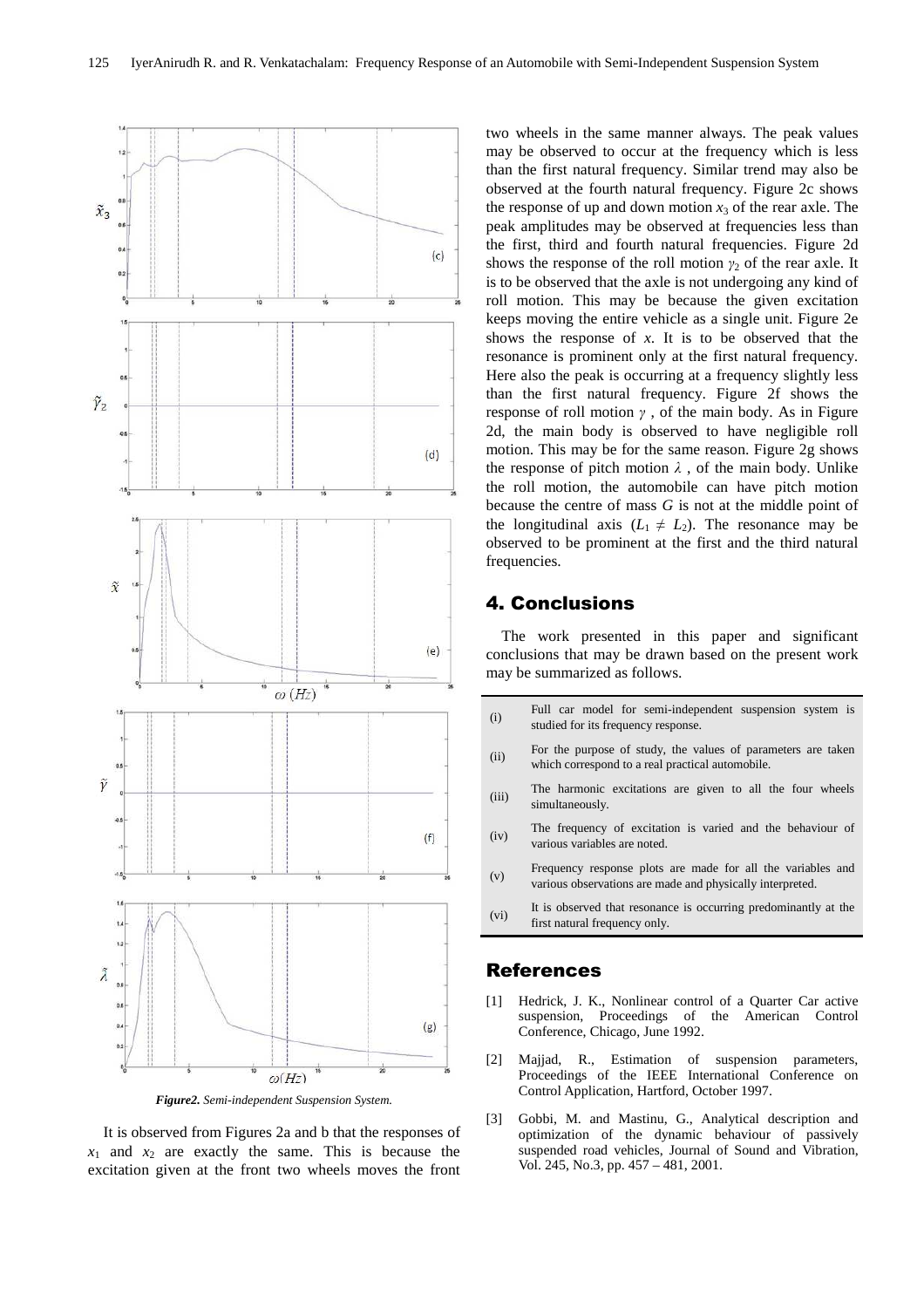*Figure2. Semi-independent Suspension System.*

It is observed from Figures 2a and b that the responses of $x_1$ and $x_2$ are exactly the same. This is because the excitation given at the front two wheels moves the front two wheels in the same manner always. The peak values may be observed to occur at the frequency which is less than the first natural frequency. Similar trend may also be observed at the fourth natural frequency. Figure 2c shows the response of up and down motion $x_3$ of the rear axle. The peak amplitudes may be observed at frequencies less than the first, third and fourth natural frequencies. Figure 2d shows the response of the roll motion $\gamma_2$ of the rear axle. It is to be observed that the axle is not undergoing any kind of roll motion. This may be because the given excitation keeps moving the entire vehicle as a single unit. Figure 2e shows the response of $x$. It is to be observed that the resonance is prominent only at the first natural frequency. Here also the peak is occurring at a frequency slightly less than the first natural frequency. Figure 2f shows the response of roll motion $\gamma$ , of the main body. As in Figure 2d, the main body is observed to have negligible roll motion. This may be for the same reason. Figure 2g shows the response of pitch motion $\lambda$ , of the main body. Unlike the roll motion, the automobile can have pitch motion because the centre of mass *G* is not at the middle point of the longitudinal axis ($L_1 \neq L_2$). The resonance may be observed to be prominent at the first and the third natural frequencies.

## 4. Conclusions

The work presented in this paper and significant conclusions that may be drawn based on the present work may be summarized as follows.

| | |
|---|---|
| (i) | Full car model for semi-independent suspension system is studied for its frequency response. |
| (ii) | For the purpose of study, the values of parameters are taken which correspond to a real practical automobile. |
| (iii) | The harmonic excitations are given to all the four wheels simultaneously. |
| (iv) | The frequency of excitation is varied and the behaviour of various variables are noted. |
| (v) | Frequency response plots are made for all the variables and various observations are made and physically interpreted. |
| (vi) | It is observed that resonance is occurring predominantly at the first natural frequency only. |

## References

[1] Hedrick, J. K., Nonlinear control of a Quarter Car active suspension, Proceedings of the American Control Conference, Chicago, June 1992.

[2] Majjad, R., Estimation of suspension parameters, Proceedings of the IEEE International Conference on Control Application, Hartford, October 1997.

[3] Gobbi, M. and Mastinu, G., Analytical description and optimization of the dynamic behaviour of passively suspended road vehicles, Journal of Sound and Vibration, Vol. 245, No.3, pp. 457 – 481, 2001.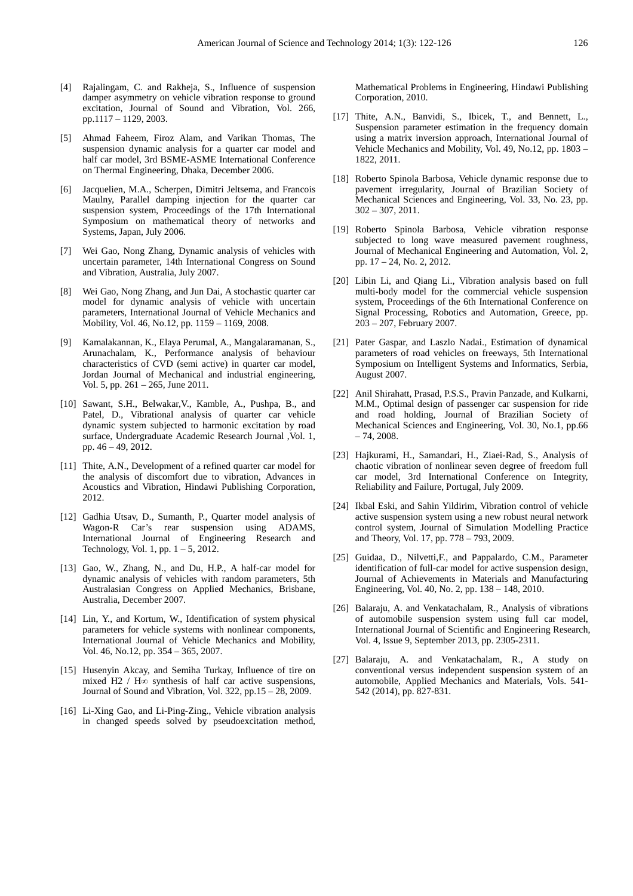[4] Rajalingam, C. and Rakheja, S., Influence of suspension damper asymmetry on vehicle vibration response to ground excitation, Journal of Sound and Vibration, Vol. 266, pp.1117 – 1129, 2003.

[5] Ahmad Faheem, Firoz Alam, and Varikan Thomas, The suspension dynamic analysis for a quarter car model and half car model, 3rd BSME-ASME International Conference on Thermal Engineering, Dhaka, December 2006.

[6] Jacquelien, M.A., Scherpen, Dimitri Jeltsema, and Francois Maulny, Parallel damping injection for the quarter car suspension system, Proceedings of the 17th International Symposium on mathematical theory of networks and Systems, Japan, July 2006.

[7] Wei Gao, Nong Zhang, Dynamic analysis of vehicles with uncertain parameter, 14th International Congress on Sound and Vibration, Australia, July 2007.

[8] Wei Gao, Nong Zhang, and Jun Dai, A stochastic quarter car model for dynamic analysis of vehicle with uncertain parameters, International Journal of Vehicle Mechanics and Mobility, Vol. 46, No.12, pp. 1159 – 1169, 2008.

[9] Kamalakannan, K., Elaya Perumal, A., Mangalaramanan, S., Arunachalam, K., Performance analysis of behaviour characteristics of CVD (semi active) in quarter car model, Jordan Journal of Mechanical and industrial engineering, Vol. 5, pp. 261 – 265, June 2011.

[10] Sawant, S.H., Belwakar,V., Kamble, A., Pushpa, B., and Patel, D., Vibrational analysis of quarter car vehicle dynamic system subjected to harmonic excitation by road surface, Undergraduate Academic Research Journal ,Vol. 1, pp. 46 – 49, 2012.

[11] Thite, A.N., Development of a refined quarter car model for the analysis of discomfort due to vibration, Advances in Acoustics and Vibration, Hindawi Publishing Corporation, 2012.

[12] Gadhia Utsav, D., Sumanth, P., Quarter model analysis of Wagon-R Car's rear suspension using ADAMS, International Journal of Engineering Research and Technology, Vol. 1, pp. 1 – 5, 2012.

[13] Gao, W., Zhang, N., and Du, H.P., A half-car model for dynamic analysis of vehicles with random parameters, 5th Australasian Congress on Applied Mechanics, Brisbane, Australia, December 2007.

[14] Lin, Y., and Kortum, W., Identification of system physical parameters for vehicle systems with nonlinear components, International Journal of Vehicle Mechanics and Mobility, Vol. 46, No.12, pp. 354 – 365, 2007.

[15] Husenyin Akcay, and Semiha Turkay, Influence of tire on mixed H2 / H∞ synthesis of half car active suspensions, Journal of Sound and Vibration, Vol. 322, pp.15 – 28, 2009.

[16] Li-Xing Gao, and Li-Ping-Zing., Vehicle vibration analysis in changed speeds solved by pseudoexcitation method, Mathematical Problems in Engineering, Hindawi Publishing Corporation, 2010.

[17] Thite, A.N., Banvidi, S., Ibicek, T., and Bennett, L., Suspension parameter estimation in the frequency domain using a matrix inversion approach, International Journal of Vehicle Mechanics and Mobility, Vol. 49, No.12, pp. 1803 – 1822, 2011.

[18] Roberto Spinola Barbosa, Vehicle dynamic response due to pavement irregularity, Journal of Brazilian Society of Mechanical Sciences and Engineering, Vol. 33, No. 23, pp. 302 – 307, 2011.

[19] Roberto Spinola Barbosa, Vehicle vibration response subjected to long wave measured pavement roughness, Journal of Mechanical Engineering and Automation, Vol. 2, pp. 17 – 24, No. 2, 2012.

[20] Libin Li, and Qiang Li., Vibration analysis based on full multi-body model for the commercial vehicle suspension system, Proceedings of the 6th International Conference on Signal Processing, Robotics and Automation, Greece, pp. 203 – 207, February 2007.

[21] Pater Gaspar, and Laszlo Nadai., Estimation of dynamical parameters of road vehicles on freeways, 5th International Symposium on Intelligent Systems and Informatics, Serbia, August 2007.

[22] Anil Shirahatt, Prasad, P.S.S., Pravin Panzade, and Kulkarni, M.M., Optimal design of passenger car suspension for ride and road holding, Journal of Brazilian Society of Mechanical Sciences and Engineering, Vol. 30, No.1, pp.66 – 74, 2008.

[23] Hajkurami, H., Samandari, H., Ziaei-Rad, S., Analysis of chaotic vibration of nonlinear seven degree of freedom full car model, 3rd International Conference on Integrity, Reliability and Failure, Portugal, July 2009.

[24] Ikbal Eski, and Sahin Yildirim, Vibration control of vehicle active suspension system using a new robust neural network control system, Journal of Simulation Modelling Practice and Theory, Vol. 17, pp. 778 – 793, 2009.

[25] Guidaa, D., Nilvetti,F., and Pappalardo, C.M., Parameter identification of full-car model for active suspension design, Journal of Achievements in Materials and Manufacturing Engineering, Vol. 40, No. 2, pp. 138 – 148, 2010.

[26] Balaraju, A. and Venkatachalam, R., Analysis of vibrations of automobile suspension system using full car model, International Journal of Scientific and Engineering Research, Vol. 4, Issue 9, September 2013, pp. 2305-2311.

[27] Balaraju, A. and Venkatachalam, R., A study on conventional versus independent suspension system of an automobile, Applied Mechanics and Materials, Vols. 541-542 (2014), pp. 827-831.